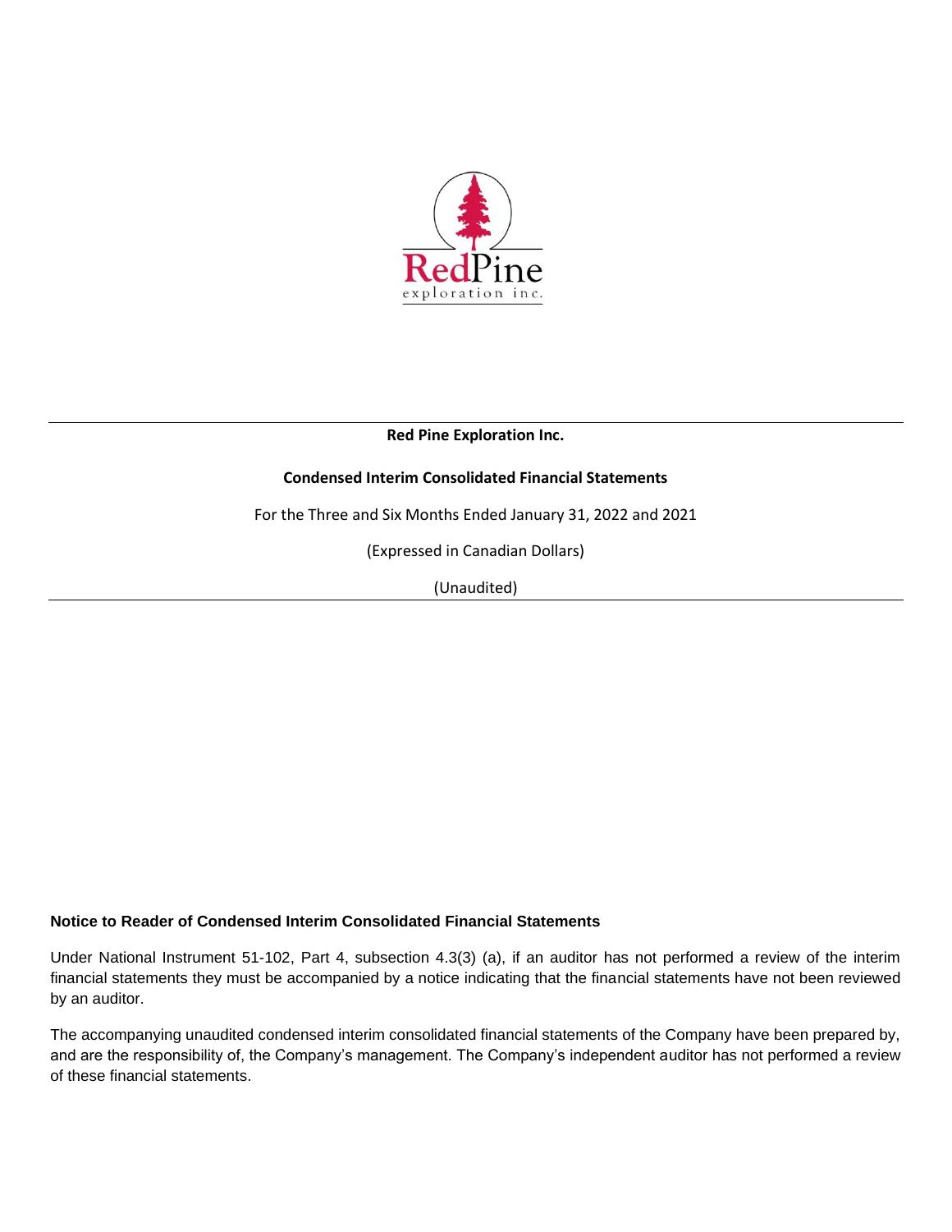**Red Pine Exploration Inc.**

**Condensed Interim Consolidated Financial Statements**

For the Three and Six Months Ended January 31, 2022 and 2021

(Expressed in Canadian Dollars)

(Unaudited)

**Notice to Reader of Condensed Interim Consolidated Financial Statements**

Under National Instrument 51-102, Part 4, subsection 4.3(3) (a), if an auditor has not performed a review of the interim financial statements they must be accompanied by a notice indicating that the financial statements have not been reviewed by an auditor.

The accompanying unaudited condensed interim consolidated financial statements of the Company have been prepared by, and are the responsibility of, the Company's management. The Company's independent auditor has not performed a review of these financial statements.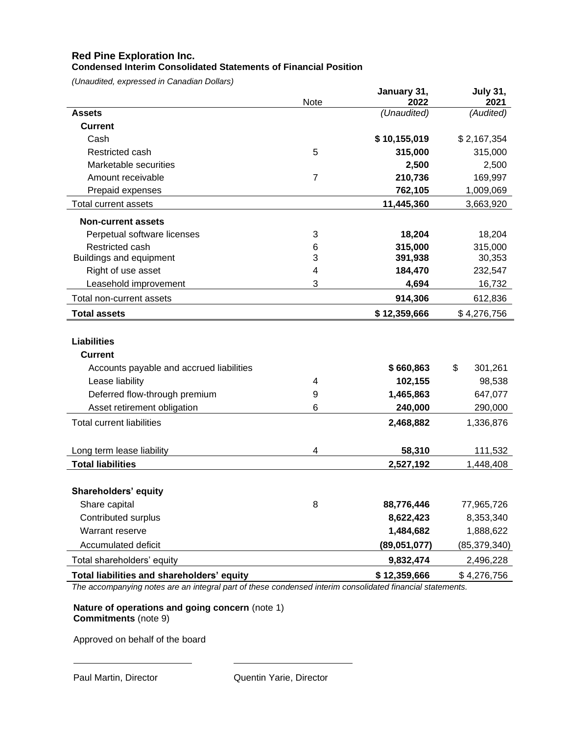**Red Pine Exploration Inc.**
**Condensed Interim Consolidated Statements of Financial Position**

*(Unaudited, expressed in Canadian Dollars)*

| | Note | January 31, 2022 | July 31, 2021 |
|---|---|---|---|
| **Assets** | | *(Unaudited)* | *(Audited)* |
| **Current** | | | |
| Cash | | **$ 10,155,019** | $ 2,167,354 |
| Restricted cash | 5 | **315,000** | 315,000 |
| Marketable securities | | **2,500** | 2,500 |
| Amount receivable | 7 | **210,736** | 169,997 |
| Prepaid expenses | | **762,105** | 1,009,069 |
| Total current assets | | **11,445,360** | 3,663,920 |
| **Non-current assets** | | | |
| Perpetual software licenses | 3 | **18,204** | 18,204 |
| Restricted cash | 6 | **315,000** | 315,000 |
| Buildings and equipment | 3 | **391,938** | 30,353 |
| Right of use asset | 4 | **184,470** | 232,547 |
| Leasehold improvement | 3 | **4,694** | 16,732 |
| Total non-current assets | | **914,306** | 612,836 |
| **Total assets** | | **$ 12,359,666** | $ 4,276,756 |
| | | | |
| **Liabilities** | | | |
| **Current** | | | |
| Accounts payable and accrued liabilities | | **$ 660,863** | $ 301,261 |
| Lease liability | 4 | **102,155** | 98,538 |
| Deferred flow-through premium | 9 | **1,465,863** | 647,077 |
| Asset retirement obligation | 6 | **240,000** | 290,000 |
| Total current liabilities | | **2,468,882** | 1,336,876 |
| | | | |
| Long term lease liability | 4 | **58,310** | 111,532 |
| **Total liabilities** | | **2,527,192** | 1,448,408 |
| | | | |
| **Shareholders' equity** | | | |
| Share capital | 8 | **88,776,446** | 77,965,726 |
| Contributed surplus | | **8,622,423** | 8,353,340 |
| Warrant reserve | | **1,484,682** | 1,888,622 |
| Accumulated deficit | | **(89,051,077)** | (85,379,340) |
| Total shareholders' equity | | **9,832,474** | 2,496,228 |
| **Total liabilities and shareholders' equity** | | **$ 12,359,666** | $ 4,276,756 |

*The accompanying notes are an integral part of these condensed interim consolidated financial statements.*

**Nature of operations and going concern** (note 1)
**Commitments** (note 9)

Approved on behalf of the board

Paul Martin, Director　　　　Quentin Yarie, Director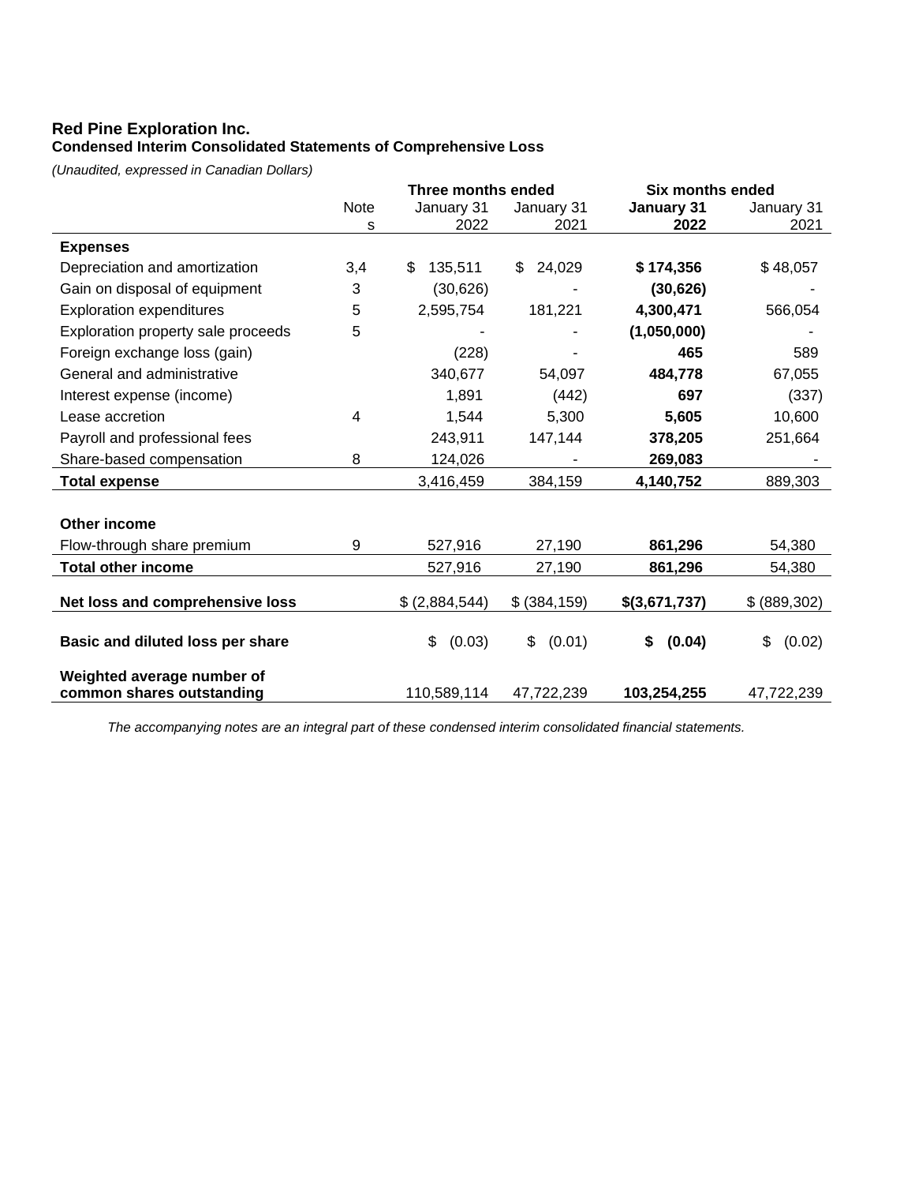**Red Pine Exploration Inc.**
**Condensed Interim Consolidated Statements of Comprehensive Loss**

*(Unaudited, expressed in Canadian Dollars)*

| | Notes | Three months ended January 31 2022 | Three months ended January 31 2021 | Six months ended January 31 2022 | Six months ended January 31 2021 |
|---|---|---|---|---|---|
| **Expenses** | | | | | |
| Depreciation and amortization | 3,4 | $ 135,511 | $ 24,029 | **$ 174,356** | $ 48,057 |
| Gain on disposal of equipment | 3 | (30,626) | - | **(30,626)** | - |
| Exploration expenditures | 5 | 2,595,754 | 181,221 | **4,300,471** | 566,054 |
| Exploration property sale proceeds | 5 | - | - | **(1,050,000)** | - |
| Foreign exchange loss (gain) | | (228) | - | **465** | 589 |
| General and administrative | | 340,677 | 54,097 | **484,778** | 67,055 |
| Interest expense (income) | | 1,891 | (442) | **697** | (337) |
| Lease accretion | 4 | 1,544 | 5,300 | **5,605** | 10,600 |
| Payroll and professional fees | | 243,911 | 147,144 | **378,205** | 251,664 |
| Share-based compensation | 8 | 124,026 | - | **269,083** | - |
| **Total expense** | | 3,416,459 | 384,159 | **4,140,752** | 889,303 |
| | | | | | |
| **Other income** | | | | | |
| Flow-through share premium | 9 | 527,916 | 27,190 | **861,296** | 54,380 |
| **Total other income** | | 527,916 | 27,190 | **861,296** | 54,380 |
| | | | | | |
| **Net loss and comprehensive loss** | | $ (2,884,544) | $ (384,159) | **$(3,671,737)** | $ (889,302) |
| | | | | | |
| **Basic and diluted loss per share** | | $ (0.03) | $ (0.01) | **$ (0.04)** | $ (0.02) |
| | | | | | |
| **Weighted average number of common shares outstanding** | | 110,589,114 | 47,722,239 | **103,254,255** | 47,722,239 |

*The accompanying notes are an integral part of these condensed interim consolidated financial statements.*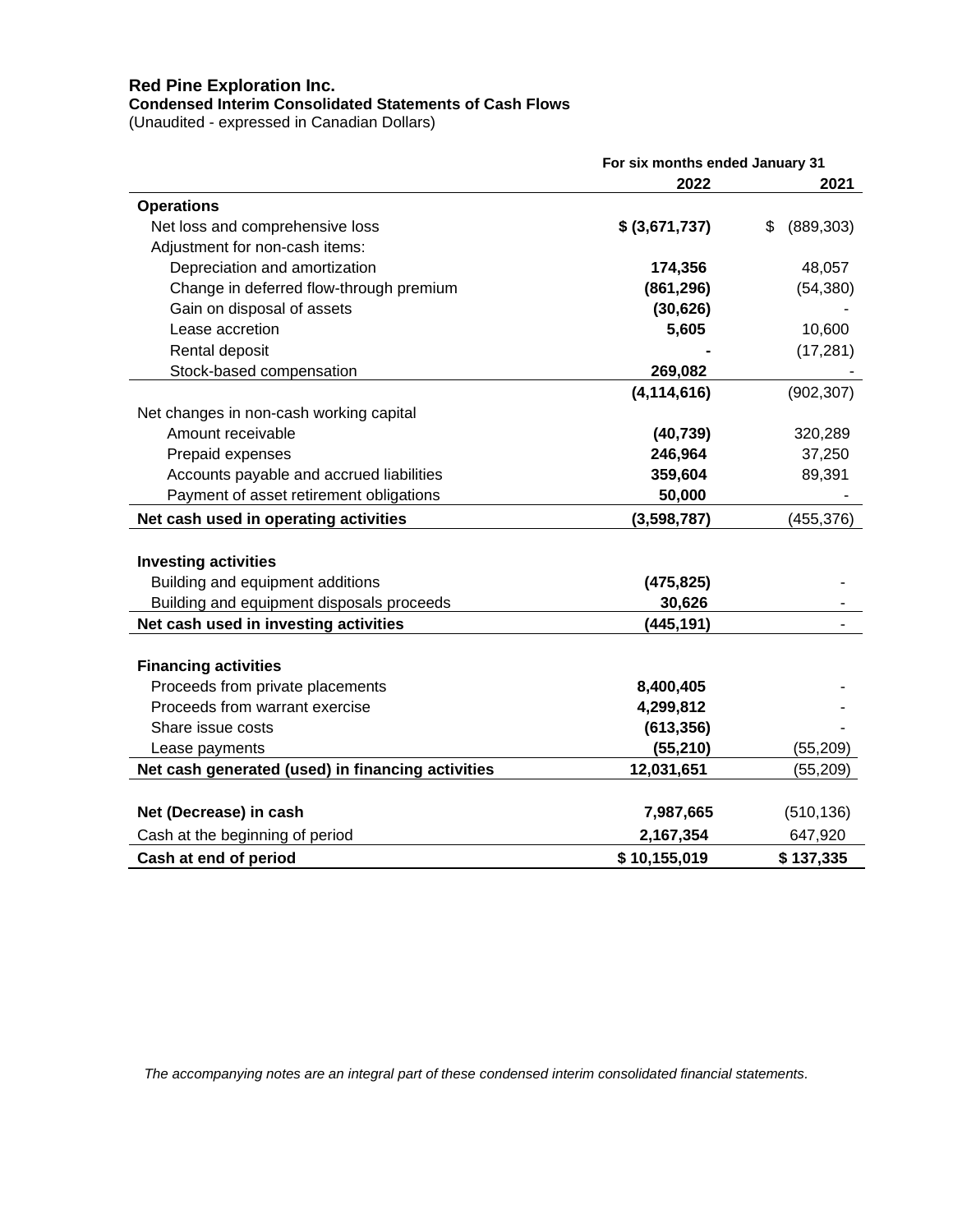**Red Pine Exploration Inc.**
**Condensed Interim Consolidated Statements of Cash Flows**
(Unaudited - expressed in Canadian Dollars)

| | For six months ended January 31 | |
|---|---|---|
| | **2022** | **2021** |
| **Operations** | | |
| Net loss and comprehensive loss | **$ (3,671,737)** | $ (889,303) |
| Adjustment for non-cash items: | | |
| Depreciation and amortization | **174,356** | 48,057 |
| Change in deferred flow-through premium | **(861,296)** | (54,380) |
| Gain on disposal of assets | **(30,626)** | - |
| Lease accretion | **5,605** | 10,600 |
| Rental deposit | **-** | (17,281) |
| Stock-based compensation | **269,082** | - |
| | **(4,114,616)** | (902,307) |
| Net changes in non-cash working capital | | |
| Amount receivable | **(40,739)** | 320,289 |
| Prepaid expenses | **246,964** | 37,250 |
| Accounts payable and accrued liabilities | **359,604** | 89,391 |
| Payment of asset retirement obligations | **50,000** | - |
| **Net cash used in operating activities** | **(3,598,787)** | (455,376) |
| | | |
| **Investing activities** | | |
| Building and equipment additions | **(475,825)** | - |
| Building and equipment disposals proceeds | **30,626** | - |
| **Net cash used in investing activities** | **(445,191)** | - |
| | | |
| **Financing activities** | | |
| Proceeds from private placements | **8,400,405** | - |
| Proceeds from warrant exercise | **4,299,812** | - |
| Share issue costs | **(613,356)** | - |
| Lease payments | **(55,210)** | (55,209) |
| **Net cash generated (used) in financing activities** | **12,031,651** | (55,209) |
| | | |
| **Net (Decrease) in cash** | **7,987,665** | (510,136) |
| Cash at the beginning of period | **2,167,354** | 647,920 |
| **Cash at end of period** | **$ 10,155,019** | **$ 137,335** |

*The accompanying notes are an integral part of these condensed interim consolidated financial statements.*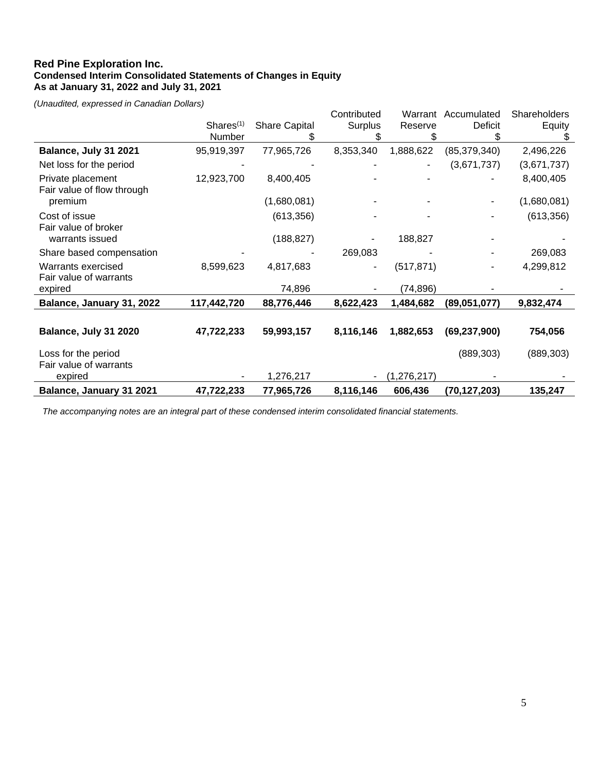**Red Pine Exploration Inc.**
**Condensed Interim Consolidated Statements of Changes in Equity**
**As at January 31, 2022 and July 31, 2021**

*(Unaudited, expressed in Canadian Dollars)*

| | Shares[(1)] Number | Share Capital $ | Contributed Surplus $ | Warrant Reserve $ | Accumulated Deficit $ | Shareholders Equity $ |
|---|---|---|---|---|---|---|
| **Balance, July 31 2021** | 95,919,397 | 77,965,726 | 8,353,340 | 1,888,622 | (85,379,340) | 2,496,226 |
| Net loss for the period | - | - | - | - | (3,671,737) | (3,671,737) |
| Private placement | 12,923,700 | 8,400,405 | - | - | - | 8,400,405 |
| Fair value of flow through premium | | (1,680,081) | - | - | - | (1,680,081) |
| Cost of issue | | (613,356) | - | - | - | (613,356) |
| Fair value of broker warrants issued | | (188,827) | - | 188,827 | - | - |
| Share based compensation | - | - | 269,083 | - | - | 269,083 |
| Warrants exercised | 8,599,623 | 4,817,683 | - | (517,871) | - | 4,299,812 |
| Fair value of warrants expired | | 74,896 | - | (74,896) | - | - |
| **Balance, January 31, 2022** | **117,442,720** | **88,776,446** | **8,622,423** | **1,484,682** | **(89,051,077)** | **9,832,474** |
| | | | | | | |
| **Balance, July 31 2020** | **47,722,233** | **59,993,157** | **8,116,146** | **1,882,653** | **(69,237,900)** | **754,056** |
| Loss for the period | | | | | (889,303) | (889,303) |
| Fair value of warrants expired | - | 1,276,217 | - | (1,276,217) | - | - |
| **Balance, January 31 2021** | **47,722,233** | **77,965,726** | **8,116,146** | **606,436** | **(70,127,203)** | **135,247** |

*The accompanying notes are an integral part of these condensed interim consolidated financial statements.*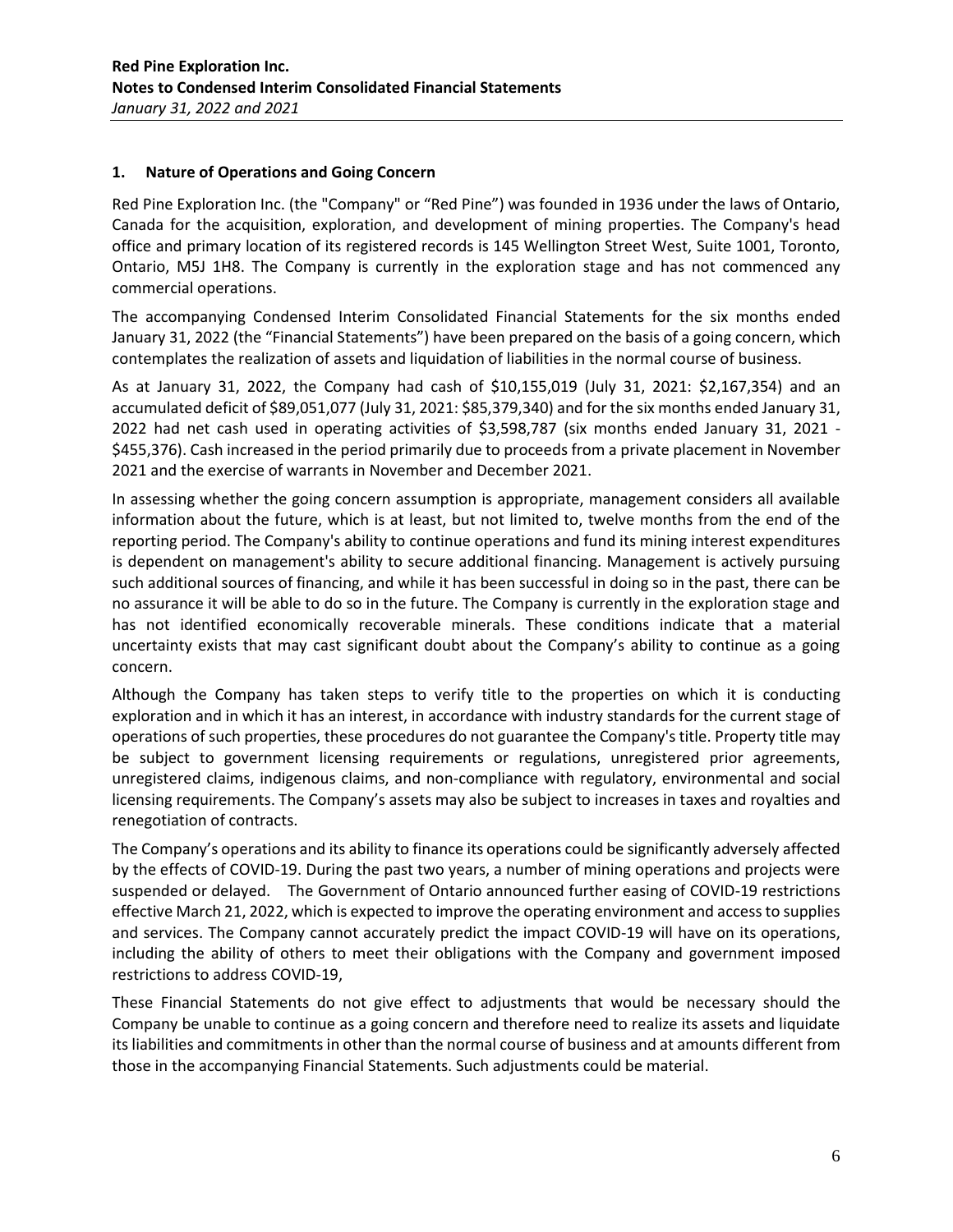## 1. Nature of Operations and Going Concern

Red Pine Exploration Inc. (the "Company" or "Red Pine") was founded in 1936 under the laws of Ontario, Canada for the acquisition, exploration, and development of mining properties. The Company's head office and primary location of its registered records is 145 Wellington Street West, Suite 1001, Toronto, Ontario, M5J 1H8. The Company is currently in the exploration stage and has not commenced any commercial operations.

The accompanying Condensed Interim Consolidated Financial Statements for the six months ended January 31, 2022 (the "Financial Statements") have been prepared on the basis of a going concern, which contemplates the realization of assets and liquidation of liabilities in the normal course of business.

As at January 31, 2022, the Company had cash of $10,155,019 (July 31, 2021: $2,167,354) and an accumulated deficit of $89,051,077 (July 31, 2021: $85,379,340) and for the six months ended January 31, 2022 had net cash used in operating activities of $3,598,787 (six months ended January 31, 2021 - $455,376). Cash increased in the period primarily due to proceeds from a private placement in November 2021 and the exercise of warrants in November and December 2021.

In assessing whether the going concern assumption is appropriate, management considers all available information about the future, which is at least, but not limited to, twelve months from the end of the reporting period. The Company's ability to continue operations and fund its mining interest expenditures is dependent on management's ability to secure additional financing. Management is actively pursuing such additional sources of financing, and while it has been successful in doing so in the past, there can be no assurance it will be able to do so in the future. The Company is currently in the exploration stage and has not identified economically recoverable minerals. These conditions indicate that a material uncertainty exists that may cast significant doubt about the Company's ability to continue as a going concern.

Although the Company has taken steps to verify title to the properties on which it is conducting exploration and in which it has an interest, in accordance with industry standards for the current stage of operations of such properties, these procedures do not guarantee the Company's title. Property title may be subject to government licensing requirements or regulations, unregistered prior agreements, unregistered claims, indigenous claims, and non-compliance with regulatory, environmental and social licensing requirements. The Company's assets may also be subject to increases in taxes and royalties and renegotiation of contracts.

The Company's operations and its ability to finance its operations could be significantly adversely affected by the effects of COVID-19. During the past two years, a number of mining operations and projects were suspended or delayed. The Government of Ontario announced further easing of COVID-19 restrictions effective March 21, 2022, which is expected to improve the operating environment and access to supplies and services. The Company cannot accurately predict the impact COVID-19 will have on its operations, including the ability of others to meet their obligations with the Company and government imposed restrictions to address COVID-19,

These Financial Statements do not give effect to adjustments that would be necessary should the Company be unable to continue as a going concern and therefore need to realize its assets and liquidate its liabilities and commitments in other than the normal course of business and at amounts different from those in the accompanying Financial Statements. Such adjustments could be material.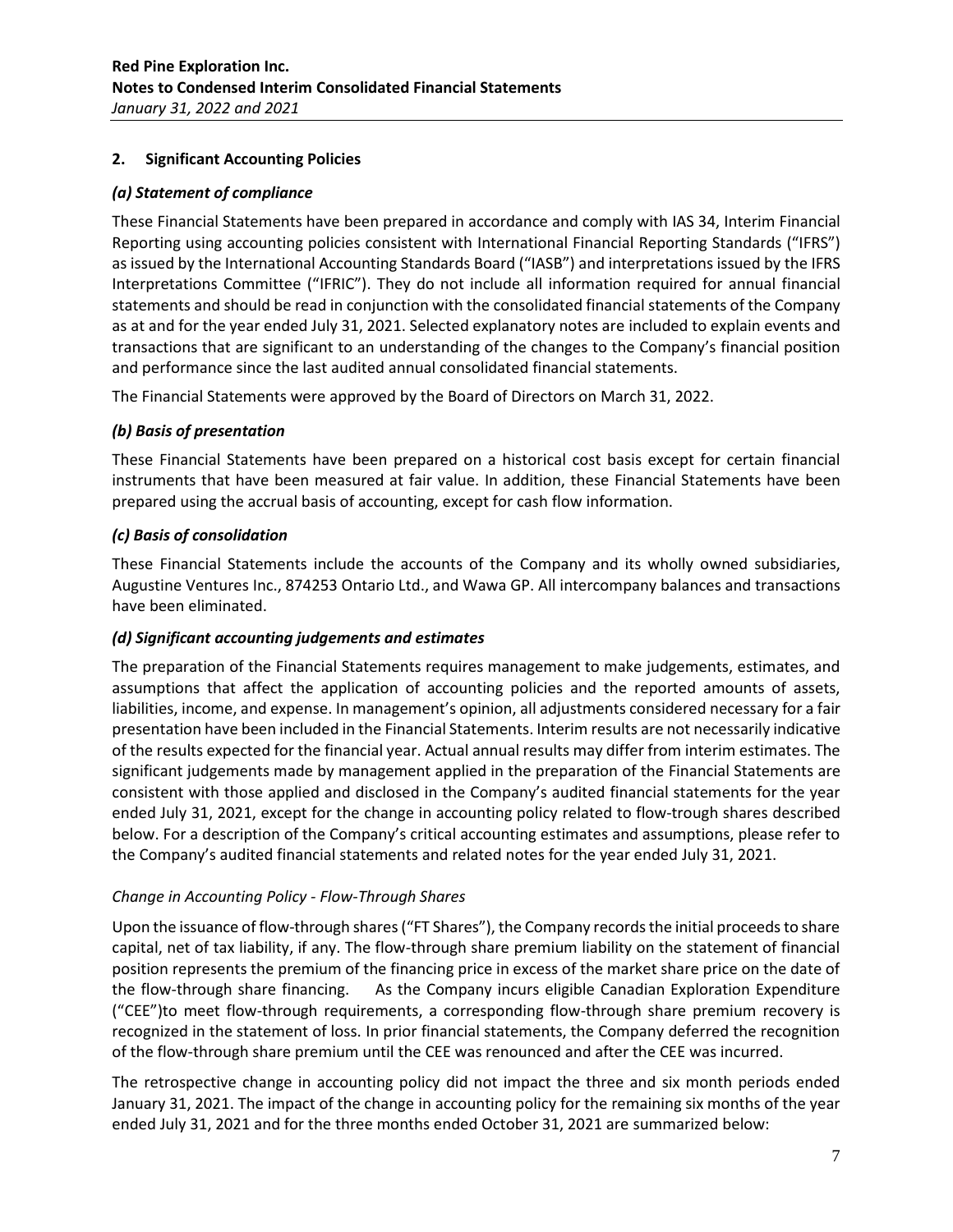## 2. Significant Accounting Policies

### *(a) Statement of compliance*

These Financial Statements have been prepared in accordance and comply with IAS 34, Interim Financial Reporting using accounting policies consistent with International Financial Reporting Standards ("IFRS") as issued by the International Accounting Standards Board ("IASB") and interpretations issued by the IFRS Interpretations Committee ("IFRIC"). They do not include all information required for annual financial statements and should be read in conjunction with the consolidated financial statements of the Company as at and for the year ended July 31, 2021. Selected explanatory notes are included to explain events and transactions that are significant to an understanding of the changes to the Company's financial position and performance since the last audited annual consolidated financial statements.

The Financial Statements were approved by the Board of Directors on March 31, 2022.

### *(b) Basis of presentation*

These Financial Statements have been prepared on a historical cost basis except for certain financial instruments that have been measured at fair value. In addition, these Financial Statements have been prepared using the accrual basis of accounting, except for cash flow information.

### *(c) Basis of consolidation*

These Financial Statements include the accounts of the Company and its wholly owned subsidiaries, Augustine Ventures Inc., 874253 Ontario Ltd., and Wawa GP. All intercompany balances and transactions have been eliminated.

### *(d) Significant accounting judgements and estimates*

The preparation of the Financial Statements requires management to make judgements, estimates, and assumptions that affect the application of accounting policies and the reported amounts of assets, liabilities, income, and expense. In management's opinion, all adjustments considered necessary for a fair presentation have been included in the Financial Statements. Interim results are not necessarily indicative of the results expected for the financial year. Actual annual results may differ from interim estimates. The significant judgements made by management applied in the preparation of the Financial Statements are consistent with those applied and disclosed in the Company's audited financial statements for the year ended July 31, 2021, except for the change in accounting policy related to flow-trough shares described below. For a description of the Company's critical accounting estimates and assumptions, please refer to the Company's audited financial statements and related notes for the year ended July 31, 2021.

*Change in Accounting Policy - Flow-Through Shares*

Upon the issuance of flow-through shares ("FT Shares"), the Company records the initial proceeds to share capital, net of tax liability, if any. The flow-through share premium liability on the statement of financial position represents the premium of the financing price in excess of the market share price on the date of the flow-through share financing. As the Company incurs eligible Canadian Exploration Expenditure ("CEE")to meet flow-through requirements, a corresponding flow-through share premium recovery is recognized in the statement of loss. In prior financial statements, the Company deferred the recognition of the flow-through share premium until the CEE was renounced and after the CEE was incurred.

The retrospective change in accounting policy did not impact the three and six month periods ended January 31, 2021. The impact of the change in accounting policy for the remaining six months of the year ended July 31, 2021 and for the three months ended October 31, 2021 are summarized below: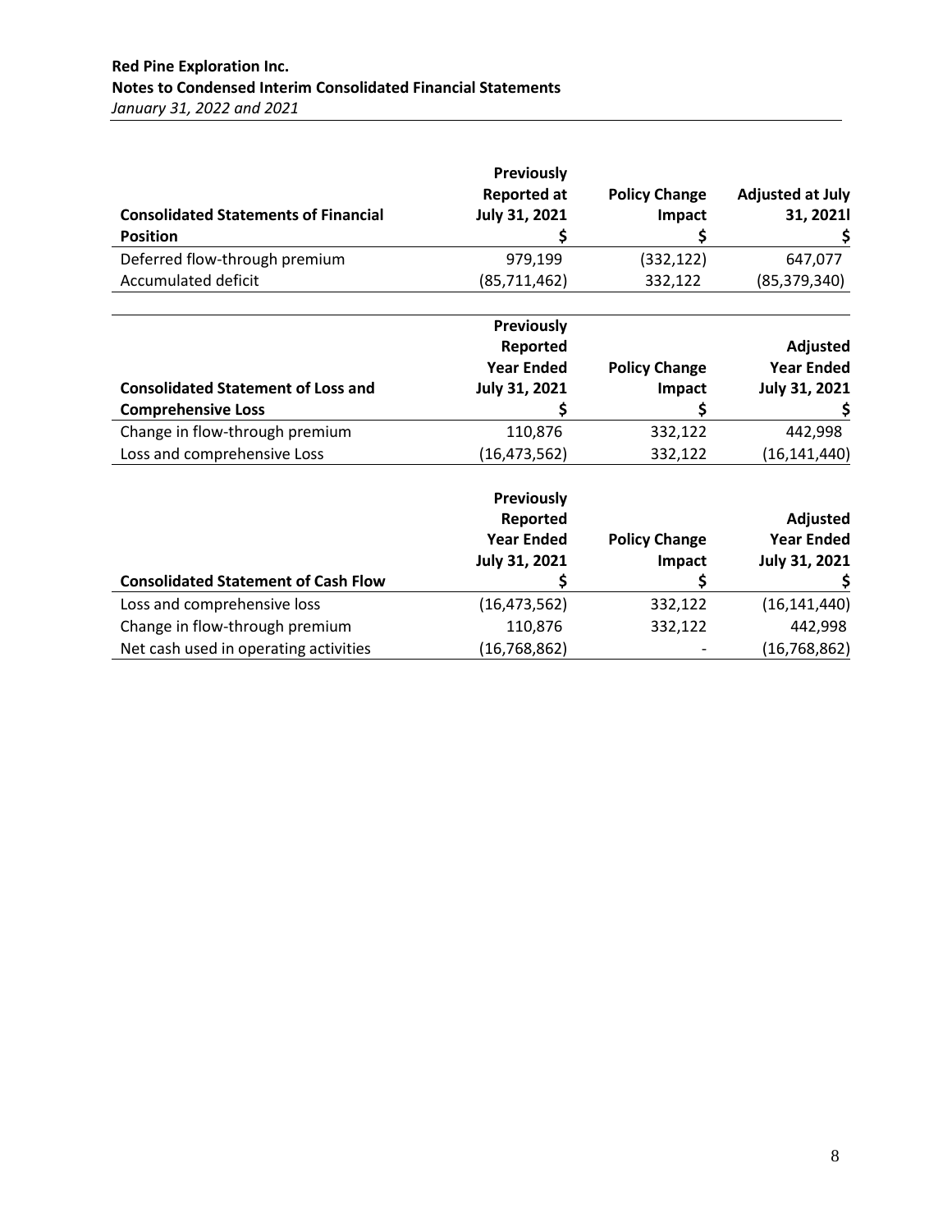| Consolidated Statements of Financial Position | Previously Reported at July 31, 2021 $ | Policy Change Impact $ | Adjusted at July 31, 2021l $ |
|---|---|---|---|
| Deferred flow-through premium | 979,199 | (332,122) | 647,077 |
| Accumulated deficit | (85,711,462) | 332,122 | (85,379,340) |

| Consolidated Statement of Loss and Comprehensive Loss | Previously Reported Year Ended July 31, 2021 $ | Policy Change Impact $ | Adjusted Year Ended July 31, 2021 $ |
|---|---|---|---|
| Change in flow-through premium | 110,876 | 332,122 | 442,998 |
| Loss and comprehensive Loss | (16,473,562) | 332,122 | (16,141,440) |

| Consolidated Statement of Cash Flow | Previously Reported Year Ended July 31, 2021 $ | Policy Change Impact $ | Adjusted Year Ended July 31, 2021 $ |
|---|---|---|---|
| Loss and comprehensive loss | (16,473,562) | 332,122 | (16,141,440) |
| Change in flow-through premium | 110,876 | 332,122 | 442,998 |
| Net cash used in operating activities | (16,768,862) | - | (16,768,862) |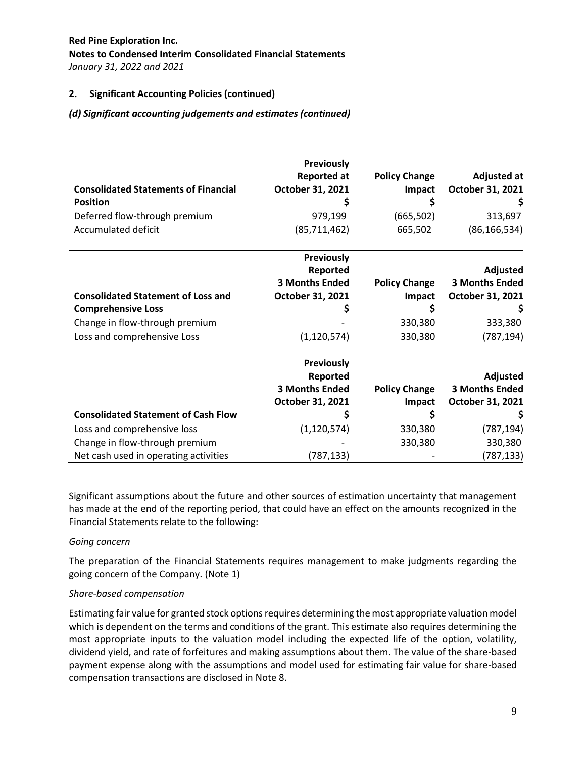## 2. Significant Accounting Policies (continued)

### *(d) Significant accounting judgements and estimates (continued)*

| Consolidated Statements of Financial Position | Previously Reported at October 31, 2021 $ | Policy Change Impact $ | Adjusted at October 31, 2021 $ |
|---|---|---|---|
| Deferred flow-through premium | 979,199 | (665,502) | 313,697 |
| Accumulated deficit | (85,711,462) | 665,502 | (86,166,534) |

| Consolidated Statement of Loss and Comprehensive Loss | Previously Reported 3 Months Ended October 31, 2021 $ | Policy Change Impact $ | Adjusted 3 Months Ended October 31, 2021 $ |
|---|---|---|---|
| Change in flow-through premium | - | 330,380 | 333,380 |
| Loss and comprehensive Loss | (1,120,574) | 330,380 | (787,194) |

| Consolidated Statement of Cash Flow | Previously Reported 3 Months Ended October 31, 2021 $ | Policy Change Impact $ | Adjusted 3 Months Ended October 31, 2021 $ |
|---|---|---|---|
| Loss and comprehensive loss | (1,120,574) | 330,380 | (787,194) |
| Change in flow-through premium | - | 330,380 | 330,380 |
| Net cash used in operating activities | (787,133) | - | (787,133) |

Significant assumptions about the future and other sources of estimation uncertainty that management has made at the end of the reporting period, that could have an effect on the amounts recognized in the Financial Statements relate to the following:

*Going concern*

The preparation of the Financial Statements requires management to make judgments regarding the going concern of the Company. (Note 1)

*Share-based compensation*

Estimating fair value for granted stock options requires determining the most appropriate valuation model which is dependent on the terms and conditions of the grant. This estimate also requires determining the most appropriate inputs to the valuation model including the expected life of the option, volatility, dividend yield, and rate of forfeitures and making assumptions about them. The value of the share-based payment expense along with the assumptions and model used for estimating fair value for share-based compensation transactions are disclosed in Note 8.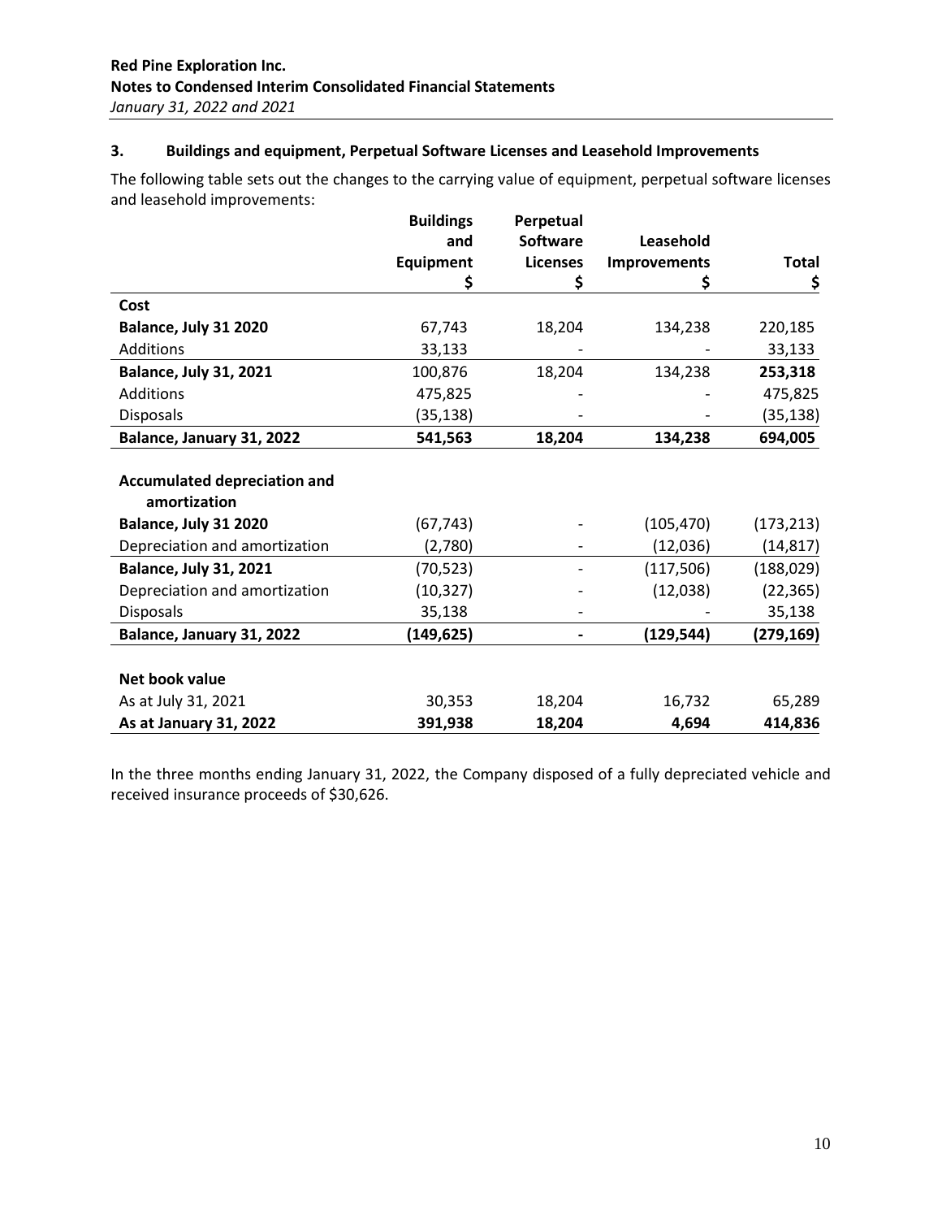### 3. Buildings and equipment, Perpetual Software Licenses and Leasehold Improvements

The following table sets out the changes to the carrying value of equipment, perpetual software licenses and leasehold improvements:

| | Buildings and Equipment $ | Perpetual Software Licenses $ | Leasehold Improvements $ | Total $ |
|---|---|---|---|---|
| **Cost** | | | | |
| **Balance, July 31 2020** | 67,743 | 18,204 | 134,238 | 220,185 |
| Additions | 33,133 | - | - | 33,133 |
| **Balance, July 31, 2021** | 100,876 | 18,204 | 134,238 | **253,318** |
| Additions | 475,825 | - | - | 475,825 |
| Disposals | (35,138) | - | - | (35,138) |
| **Balance, January 31, 2022** | **541,563** | **18,204** | **134,238** | **694,005** |
| | | | | |
| **Accumulated depreciation and amortization** | | | | |
| **Balance, July 31 2020** | (67,743) | - | (105,470) | (173,213) |
| Depreciation and amortization | (2,780) | - | (12,036) | (14,817) |
| **Balance, July 31, 2021** | (70,523) | - | (117,506) | (188,029) |
| Depreciation and amortization | (10,327) | - | (12,038) | (22,365) |
| Disposals | 35,138 | - | - | 35,138 |
| **Balance, January 31, 2022** | **(149,625)** | **-** | **(129,544)** | **(279,169)** |
| | | | | |
| **Net book value** | | | | |
| As at July 31, 2021 | 30,353 | 18,204 | 16,732 | 65,289 |
| **As at January 31, 2022** | **391,938** | **18,204** | **4,694** | **414,836** |

In the three months ending January 31, 2022, the Company disposed of a fully depreciated vehicle and received insurance proceeds of $30,626.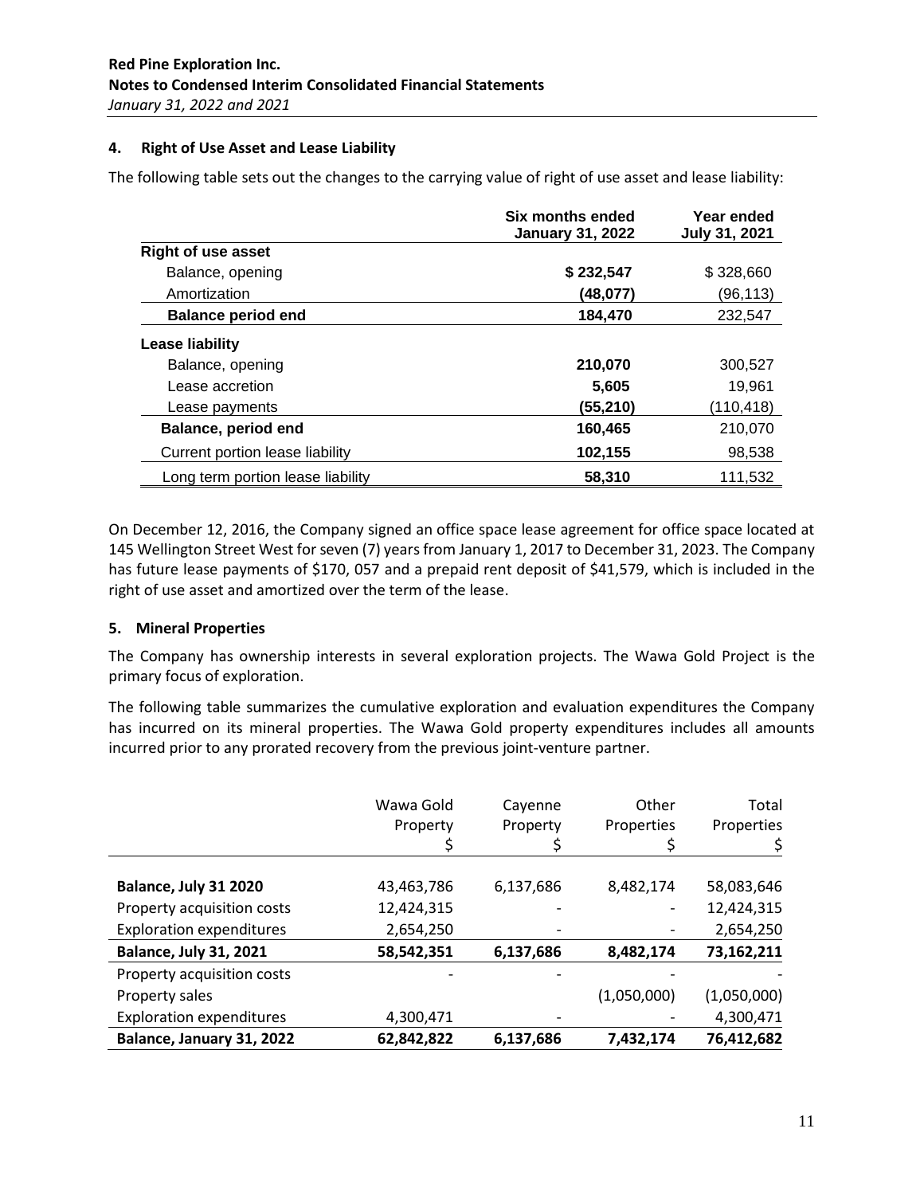## 4. Right of Use Asset and Lease Liability

The following table sets out the changes to the carrying value of right of use asset and lease liability:

| | Six months ended January 31, 2022 | Year ended July 31, 2021 |
|---|---|---|
| **Right of use asset** | | |
| Balance, opening | **$ 232,547** | $ 328,660 |
| Amortization | **(48,077)** | (96,113) |
| **Balance period end** | **184,470** | 232,547 |
| **Lease liability** | | |
| Balance, opening | **210,070** | 300,527 |
| Lease accretion | **5,605** | 19,961 |
| Lease payments | **(55,210)** | (110,418) |
| **Balance, period end** | **160,465** | 210,070 |
| Current portion lease liability | **102,155** | 98,538 |
| Long term portion lease liability | **58,310** | 111,532 |

On December 12, 2016, the Company signed an office space lease agreement for office space located at 145 Wellington Street West for seven (7) years from January 1, 2017 to December 31, 2023. The Company has future lease payments of $170, 057 and a prepaid rent deposit of $41,579, which is included in the right of use asset and amortized over the term of the lease.

## 5. Mineral Properties

The Company has ownership interests in several exploration projects. The Wawa Gold Project is the primary focus of exploration.

The following table summarizes the cumulative exploration and evaluation expenditures the Company has incurred on its mineral properties. The Wawa Gold property expenditures includes all amounts incurred prior to any prorated recovery from the previous joint-venture partner.

| | Wawa Gold Property $ | Cayenne Property $ | Other Properties $ | Total Properties $ |
|---|---|---|---|---|
| **Balance, July 31 2020** | 43,463,786 | 6,137,686 | 8,482,174 | 58,083,646 |
| Property acquisition costs | 12,424,315 | - | - | 12,424,315 |
| Exploration expenditures | 2,654,250 | - | - | 2,654,250 |
| **Balance, July 31, 2021** | **58,542,351** | **6,137,686** | **8,482,174** | **73,162,211** |
| Property acquisition costs | - | - | - | - |
| Property sales | | | (1,050,000) | (1,050,000) |
| Exploration expenditures | 4,300,471 | - | - | 4,300,471 |
| **Balance, January 31, 2022** | **62,842,822** | **6,137,686** | **7,432,174** | **76,412,682** |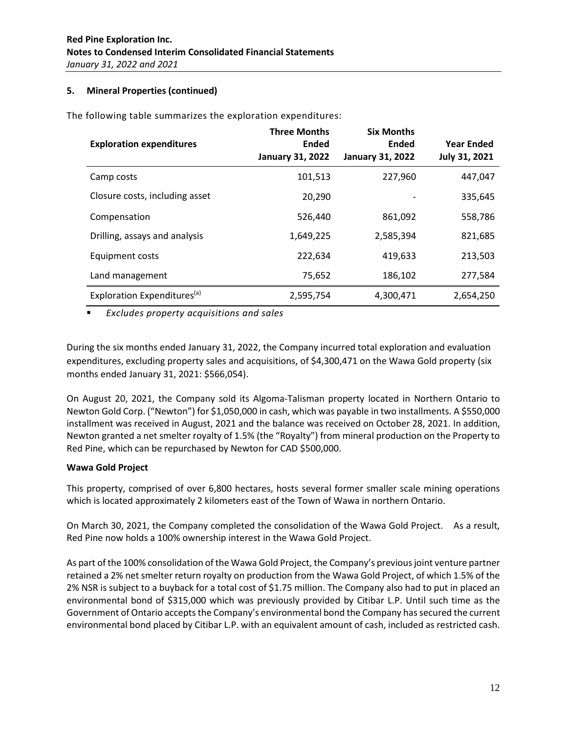## 5. Mineral Properties (continued)

The following table summarizes the exploration expenditures:

| Exploration expenditures | Three Months Ended January 31, 2022 | Six Months Ended January 31, 2022 | Year Ended July 31, 2021 |
|---|---|---|---|
| Camp costs | 101,513 | 227,960 | 447,047 |
| Closure costs, including asset | 20,290 | - | 335,645 |
| Compensation | 526,440 | 861,092 | 558,786 |
| Drilling, assays and analysis | 1,649,225 | 2,585,394 | 821,685 |
| Equipment costs | 222,634 | 419,633 | 213,503 |
| Land management | 75,652 | 186,102 | 277,584 |
| Exploration Expenditures[(a)] | 2,595,754 | 4,300,471 | 2,654,250 |

- *Excludes property acquisitions and sales*

During the six months ended January 31, 2022, the Company incurred total exploration and evaluation expenditures, excluding property sales and acquisitions, of $4,300,471 on the Wawa Gold property (six months ended January 31, 2021: $566,054).

On August 20, 2021, the Company sold its Algoma-Talisman property located in Northern Ontario to Newton Gold Corp. ("Newton") for $1,050,000 in cash, which was payable in two installments. A $550,000 installment was received in August, 2021 and the balance was received on October 28, 2021. In addition, Newton granted a net smelter royalty of 1.5% (the "Royalty") from mineral production on the Property to Red Pine, which can be repurchased by Newton for CAD $500,000.

**Wawa Gold Project**

This property, comprised of over 6,800 hectares, hosts several former smaller scale mining operations which is located approximately 2 kilometers east of the Town of Wawa in northern Ontario.

On March 30, 2021, the Company completed the consolidation of the Wawa Gold Project. As a result, Red Pine now holds a 100% ownership interest in the Wawa Gold Project.

As part of the 100% consolidation of the Wawa Gold Project, the Company's previous joint venture partner retained a 2% net smelter return royalty on production from the Wawa Gold Project, of which 1.5% of the 2% NSR is subject to a buyback for a total cost of $1.75 million. The Company also had to put in placed an environmental bond of $315,000 which was previously provided by Citibar L.P. Until such time as the Government of Ontario accepts the Company's environmental bond the Company has secured the current environmental bond placed by Citibar L.P. with an equivalent amount of cash, included as restricted cash.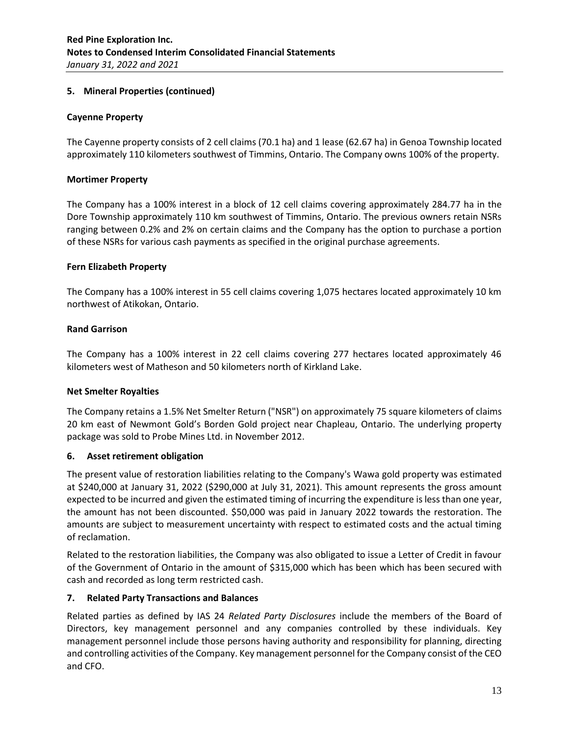## 5. Mineral Properties (continued)

### Cayenne Property

The Cayenne property consists of 2 cell claims (70.1 ha) and 1 lease (62.67 ha) in Genoa Township located approximately 110 kilometers southwest of Timmins, Ontario. The Company owns 100% of the property.

### Mortimer Property

The Company has a 100% interest in a block of 12 cell claims covering approximately 284.77 ha in the Dore Township approximately 110 km southwest of Timmins, Ontario. The previous owners retain NSRs ranging between 0.2% and 2% on certain claims and the Company has the option to purchase a portion of these NSRs for various cash payments as specified in the original purchase agreements.

### Fern Elizabeth Property

The Company has a 100% interest in 55 cell claims covering 1,075 hectares located approximately 10 km northwest of Atikokan, Ontario.

### Rand Garrison

The Company has a 100% interest in 22 cell claims covering 277 hectares located approximately 46 kilometers west of Matheson and 50 kilometers north of Kirkland Lake.

### Net Smelter Royalties

The Company retains a 1.5% Net Smelter Return ("NSR") on approximately 75 square kilometers of claims 20 km east of Newmont Gold's Borden Gold project near Chapleau, Ontario. The underlying property package was sold to Probe Mines Ltd. in November 2012.

## 6. Asset retirement obligation

The present value of restoration liabilities relating to the Company's Wawa gold property was estimated at $240,000 at January 31, 2022 ($290,000 at July 31, 2021). This amount represents the gross amount expected to be incurred and given the estimated timing of incurring the expenditure is less than one year, the amount has not been discounted. $50,000 was paid in January 2022 towards the restoration. The amounts are subject to measurement uncertainty with respect to estimated costs and the actual timing of reclamation.

Related to the restoration liabilities, the Company was also obligated to issue a Letter of Credit in favour of the Government of Ontario in the amount of $315,000 which has been which has been secured with cash and recorded as long term restricted cash.

## 7. Related Party Transactions and Balances

Related parties as defined by IAS 24 *Related Party Disclosures* include the members of the Board of Directors, key management personnel and any companies controlled by these individuals. Key management personnel include those persons having authority and responsibility for planning, directing and controlling activities of the Company. Key management personnel for the Company consist of the CEO and CFO.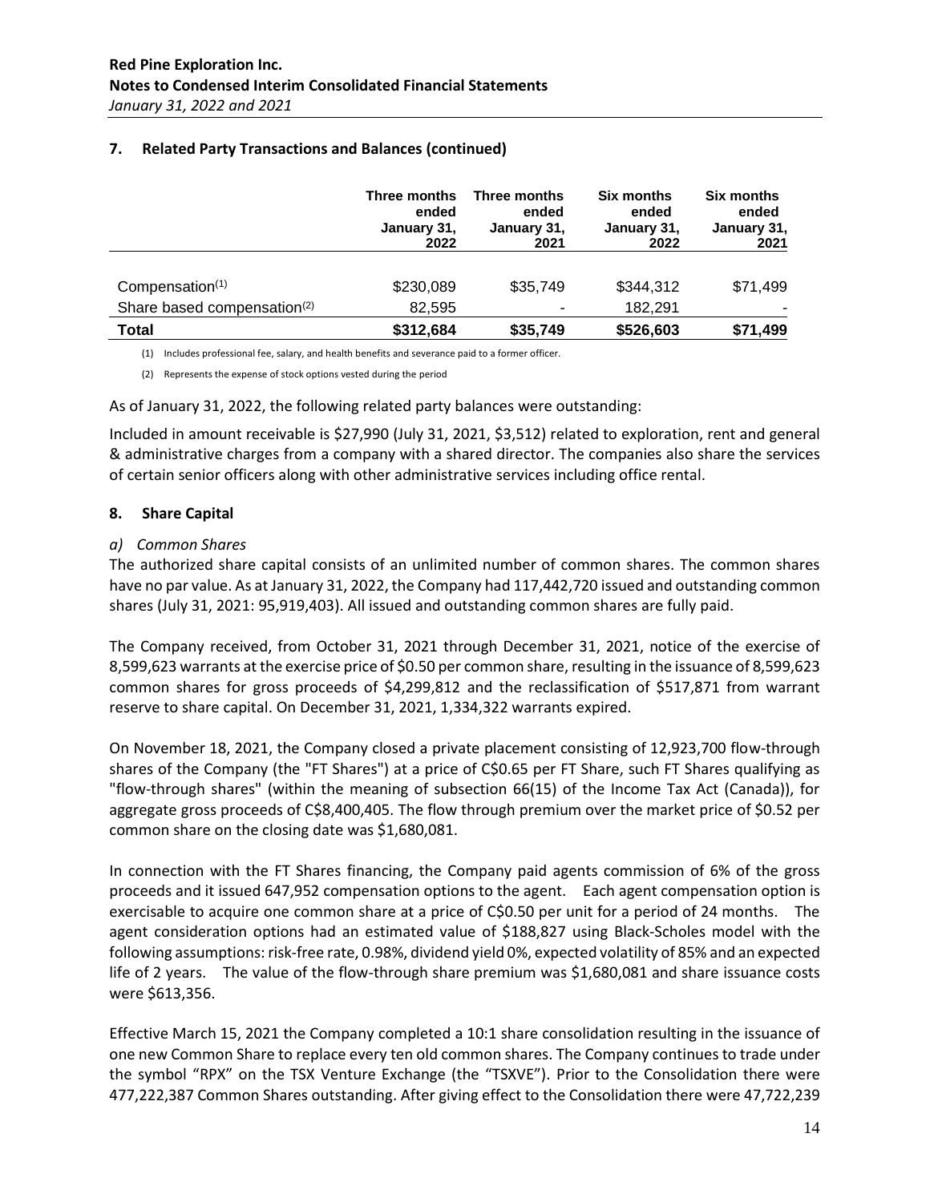## 7. Related Party Transactions and Balances (continued)

| | Three months ended January 31, 2022 | Three months ended January 31, 2021 | Six months ended January 31, 2022 | Six months ended January 31, 2021 |
|---|---|---|---|---|
| Compensation[(1)] | \$230,089 | \$35,749 | \$344,312 | \$71,499 |
| Share based compensation[(2)] | 82,595 | - | 182,291 | - |
| **Total** | **\$312,684** | **\$35,749** | **\$526,603** | **\$71,499** |

(1) Includes professional fee, salary, and health benefits and severance paid to a former officer.

(2) Represents the expense of stock options vested during the period

As of January 31, 2022, the following related party balances were outstanding:

Included in amount receivable is \$27,990 (July 31, 2021, \$3,512) related to exploration, rent and general & administrative charges from a company with a shared director. The companies also share the services of certain senior officers along with other administrative services including office rental.

## 8. Share Capital

*a) Common Shares*

The authorized share capital consists of an unlimited number of common shares. The common shares have no par value. As at January 31, 2022, the Company had 117,442,720 issued and outstanding common shares (July 31, 2021: 95,919,403). All issued and outstanding common shares are fully paid.

The Company received, from October 31, 2021 through December 31, 2021, notice of the exercise of 8,599,623 warrants at the exercise price of \$0.50 per common share, resulting in the issuance of 8,599,623 common shares for gross proceeds of \$4,299,812 and the reclassification of \$517,871 from warrant reserve to share capital. On December 31, 2021, 1,334,322 warrants expired.

On November 18, 2021, the Company closed a private placement consisting of 12,923,700 flow-through shares of the Company (the "FT Shares") at a price of C\$0.65 per FT Share, such FT Shares qualifying as "flow-through shares" (within the meaning of subsection 66(15) of the Income Tax Act (Canada)), for aggregate gross proceeds of C\$8,400,405. The flow through premium over the market price of \$0.52 per common share on the closing date was \$1,680,081.

In connection with the FT Shares financing, the Company paid agents commission of 6% of the gross proceeds and it issued 647,952 compensation options to the agent. Each agent compensation option is exercisable to acquire one common share at a price of C\$0.50 per unit for a period of 24 months. The agent consideration options had an estimated value of \$188,827 using Black-Scholes model with the following assumptions: risk-free rate, 0.98%, dividend yield 0%, expected volatility of 85% and an expected life of 2 years. The value of the flow-through share premium was \$1,680,081 and share issuance costs were \$613,356.

Effective March 15, 2021 the Company completed a 10:1 share consolidation resulting in the issuance of one new Common Share to replace every ten old common shares. The Company continues to trade under the symbol "RPX" on the TSX Venture Exchange (the "TSXVE"). Prior to the Consolidation there were 477,222,387 Common Shares outstanding. After giving effect to the Consolidation there were 47,722,239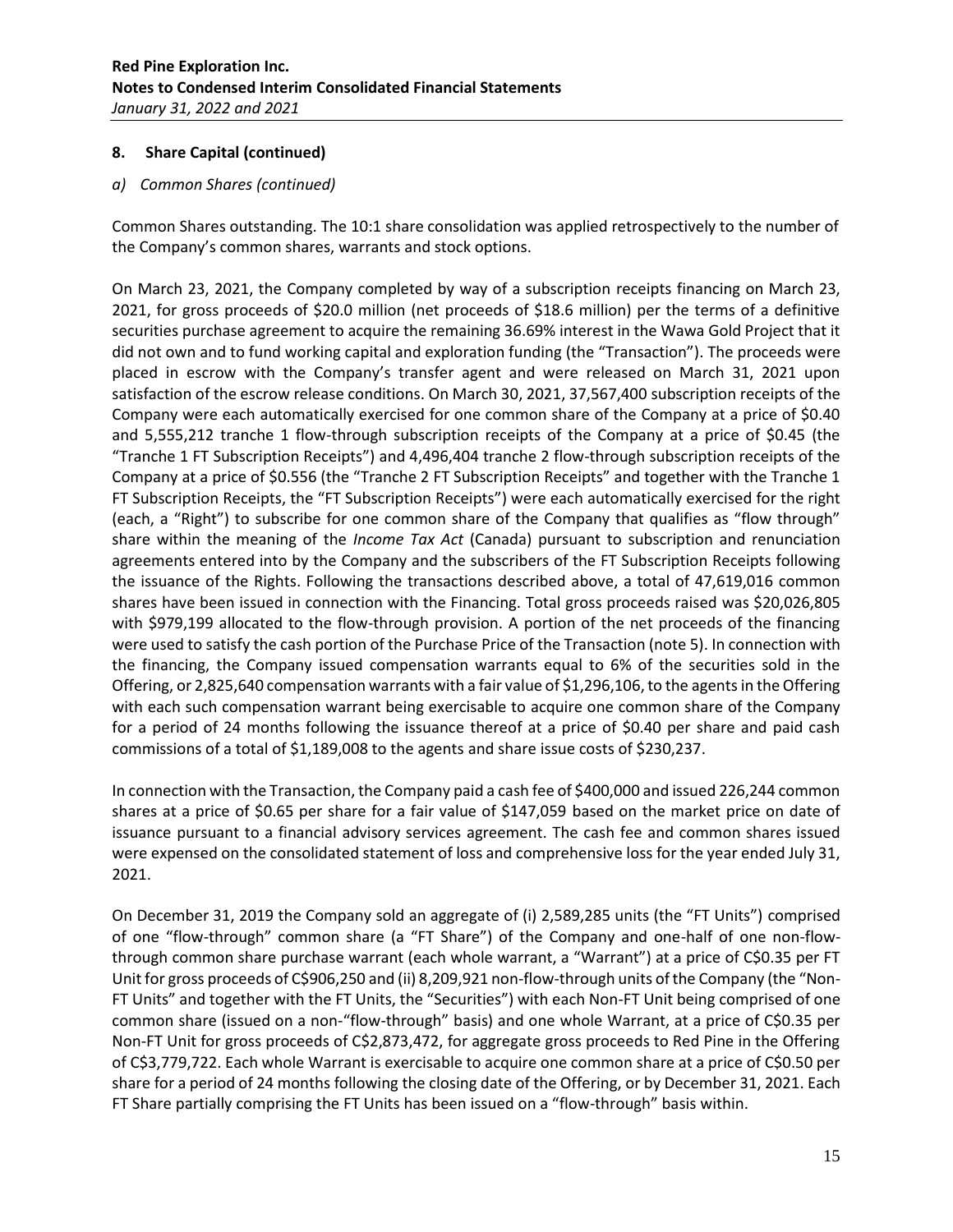## 8. Share Capital (continued)

*a) Common Shares (continued)*

Common Shares outstanding. The 10:1 share consolidation was applied retrospectively to the number of the Company's common shares, warrants and stock options.

On March 23, 2021, the Company completed by way of a subscription receipts financing on March 23, 2021, for gross proceeds of $20.0 million (net proceeds of $18.6 million) per the terms of a definitive securities purchase agreement to acquire the remaining 36.69% interest in the Wawa Gold Project that it did not own and to fund working capital and exploration funding (the "Transaction"). The proceeds were placed in escrow with the Company's transfer agent and were released on March 31, 2021 upon satisfaction of the escrow release conditions. On March 30, 2021, 37,567,400 subscription receipts of the Company were each automatically exercised for one common share of the Company at a price of $0.40 and 5,555,212 tranche 1 flow-through subscription receipts of the Company at a price of $0.45 (the "Tranche 1 FT Subscription Receipts") and 4,496,404 tranche 2 flow-through subscription receipts of the Company at a price of $0.556 (the "Tranche 2 FT Subscription Receipts" and together with the Tranche 1 FT Subscription Receipts, the "FT Subscription Receipts") were each automatically exercised for the right (each, a "Right") to subscribe for one common share of the Company that qualifies as "flow through" share within the meaning of the *Income Tax Act* (Canada) pursuant to subscription and renunciation agreements entered into by the Company and the subscribers of the FT Subscription Receipts following the issuance of the Rights. Following the transactions described above, a total of 47,619,016 common shares have been issued in connection with the Financing. Total gross proceeds raised was $20,026,805 with $979,199 allocated to the flow-through provision. A portion of the net proceeds of the financing were used to satisfy the cash portion of the Purchase Price of the Transaction (note 5). In connection with the financing, the Company issued compensation warrants equal to 6% of the securities sold in the Offering, or 2,825,640 compensation warrants with a fair value of $1,296,106, to the agents in the Offering with each such compensation warrant being exercisable to acquire one common share of the Company for a period of 24 months following the issuance thereof at a price of $0.40 per share and paid cash commissions of a total of $1,189,008 to the agents and share issue costs of $230,237.

In connection with the Transaction, the Company paid a cash fee of $400,000 and issued 226,244 common shares at a price of $0.65 per share for a fair value of $147,059 based on the market price on date of issuance pursuant to a financial advisory services agreement. The cash fee and common shares issued were expensed on the consolidated statement of loss and comprehensive loss for the year ended July 31, 2021.

On December 31, 2019 the Company sold an aggregate of (i) 2,589,285 units (the "FT Units") comprised of one "flow-through" common share (a "FT Share") of the Company and one-half of one non-flow-through common share purchase warrant (each whole warrant, a "Warrant") at a price of C$0.35 per FT Unit for gross proceeds of C$906,250 and (ii) 8,209,921 non-flow-through units of the Company (the "Non-FT Units" and together with the FT Units, the "Securities") with each Non-FT Unit being comprised of one common share (issued on a non-"flow-through" basis) and one whole Warrant, at a price of C$0.35 per Non-FT Unit for gross proceeds of C$2,873,472, for aggregate gross proceeds to Red Pine in the Offering of C$3,779,722. Each whole Warrant is exercisable to acquire one common share at a price of C$0.50 per share for a period of 24 months following the closing date of the Offering, or by December 31, 2021. Each FT Share partially comprising the FT Units has been issued on a "flow-through" basis within.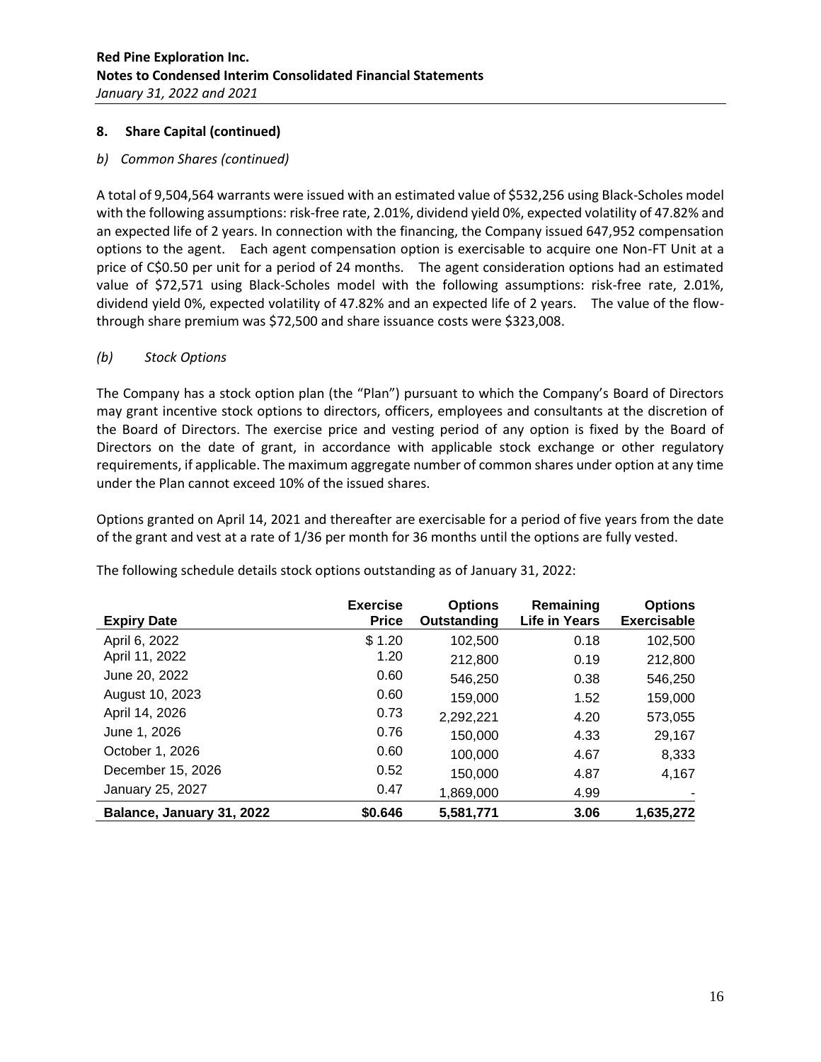## 8. Share Capital (continued)

*b) Common Shares (continued)*

A total of 9,504,564 warrants were issued with an estimated value of $532,256 using Black-Scholes model with the following assumptions: risk-free rate, 2.01%, dividend yield 0%, expected volatility of 47.82% and an expected life of 2 years. In connection with the financing, the Company issued 647,952 compensation options to the agent. Each agent compensation option is exercisable to acquire one Non-FT Unit at a price of C$0.50 per unit for a period of 24 months. The agent consideration options had an estimated value of $72,571 using Black-Scholes model with the following assumptions: risk-free rate, 2.01%, dividend yield 0%, expected volatility of 47.82% and an expected life of 2 years. The value of the flow-through share premium was $72,500 and share issuance costs were $323,008.

*(b) Stock Options*

The Company has a stock option plan (the "Plan") pursuant to which the Company's Board of Directors may grant incentive stock options to directors, officers, employees and consultants at the discretion of the Board of Directors. The exercise price and vesting period of any option is fixed by the Board of Directors on the date of grant, in accordance with applicable stock exchange or other regulatory requirements, if applicable. The maximum aggregate number of common shares under option at any time under the Plan cannot exceed 10% of the issued shares.

Options granted on April 14, 2021 and thereafter are exercisable for a period of five years from the date of the grant and vest at a rate of 1/36 per month for 36 months until the options are fully vested.

The following schedule details stock options outstanding as of January 31, 2022:

| Expiry Date | Exercise Price | Options Outstanding | Remaining Life in Years | Options Exercisable |
|---|---|---|---|---|
| April 6, 2022 | $ 1.20 | 102,500 | 0.18 | 102,500 |
| April 11, 2022 | 1.20 | 212,800 | 0.19 | 212,800 |
| June 20, 2022 | 0.60 | 546,250 | 0.38 | 546,250 |
| August 10, 2023 | 0.60 | 159,000 | 1.52 | 159,000 |
| April 14, 2026 | 0.73 | 2,292,221 | 4.20 | 573,055 |
| June 1, 2026 | 0.76 | 150,000 | 4.33 | 29,167 |
| October 1, 2026 | 0.60 | 100,000 | 4.67 | 8,333 |
| December 15, 2026 | 0.52 | 150,000 | 4.87 | 4,167 |
| January 25, 2027 | 0.47 | 1,869,000 | 4.99 | - |
| **Balance, January 31, 2022** | **$0.646** | **5,581,771** | **3.06** | **1,635,272** |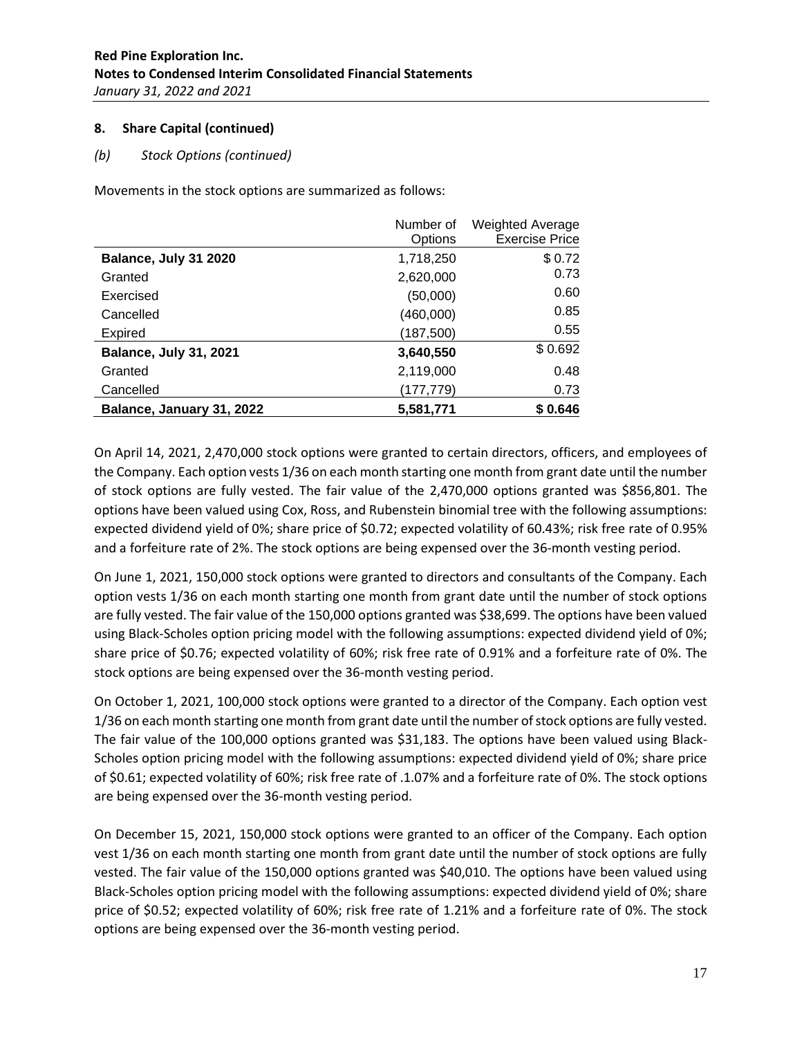## 8. Share Capital (continued)

### *(b) Stock Options (continued)*

Movements in the stock options are summarized as follows:

| | Number of Options | Weighted Average Exercise Price |
|---|---|---|
| **Balance, July 31 2020** | 1,718,250 | $ 0.72 |
| Granted | 2,620,000 | 0.73 |
| Exercised | (50,000) | 0.60 |
| Cancelled | (460,000) | 0.85 |
| Expired | (187,500) | 0.55 |
| **Balance, July 31, 2021** | **3,640,550** | $ 0.692 |
| Granted | 2,119,000 | 0.48 |
| Cancelled | (177,779) | 0.73 |
| **Balance, January 31, 2022** | **5,581,771** | **$ 0.646** |

On April 14, 2021, 2,470,000 stock options were granted to certain directors, officers, and employees of the Company. Each option vests 1/36 on each month starting one month from grant date until the number of stock options are fully vested. The fair value of the 2,470,000 options granted was $856,801. The options have been valued using Cox, Ross, and Rubenstein binomial tree with the following assumptions: expected dividend yield of 0%; share price of $0.72; expected volatility of 60.43%; risk free rate of 0.95% and a forfeiture rate of 2%. The stock options are being expensed over the 36-month vesting period.

On June 1, 2021, 150,000 stock options were granted to directors and consultants of the Company. Each option vests 1/36 on each month starting one month from grant date until the number of stock options are fully vested. The fair value of the 150,000 options granted was $38,699. The options have been valued using Black-Scholes option pricing model with the following assumptions: expected dividend yield of 0%; share price of $0.76; expected volatility of 60%; risk free rate of 0.91% and a forfeiture rate of 0%. The stock options are being expensed over the 36-month vesting period.

On October 1, 2021, 100,000 stock options were granted to a director of the Company. Each option vest 1/36 on each month starting one month from grant date until the number of stock options are fully vested. The fair value of the 100,000 options granted was $31,183. The options have been valued using Black-Scholes option pricing model with the following assumptions: expected dividend yield of 0%; share price of $0.61; expected volatility of 60%; risk free rate of .1.07% and a forfeiture rate of 0%. The stock options are being expensed over the 36-month vesting period.

On December 15, 2021, 150,000 stock options were granted to an officer of the Company. Each option vest 1/36 on each month starting one month from grant date until the number of stock options are fully vested. The fair value of the 150,000 options granted was $40,010. The options have been valued using Black-Scholes option pricing model with the following assumptions: expected dividend yield of 0%; share price of $0.52; expected volatility of 60%; risk free rate of 1.21% and a forfeiture rate of 0%. The stock options are being expensed over the 36-month vesting period.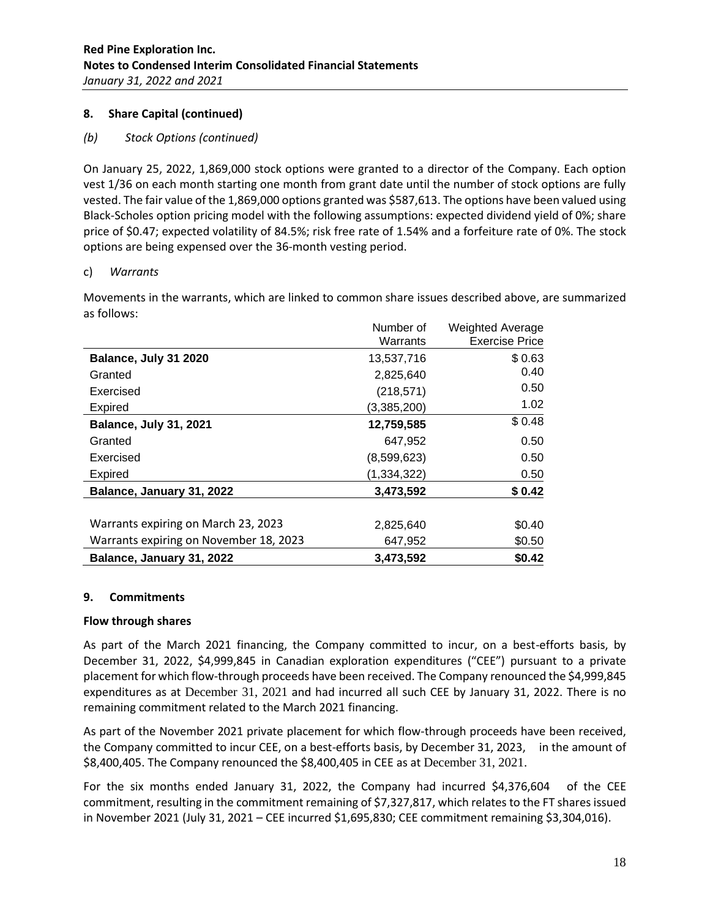## 8. Share Capital (continued)

*(b) Stock Options (continued)*

On January 25, 2022, 1,869,000 stock options were granted to a director of the Company. Each option vest 1/36 on each month starting one month from grant date until the number of stock options are fully vested. The fair value of the 1,869,000 options granted was \$587,613. The options have been valued using Black-Scholes option pricing model with the following assumptions: expected dividend yield of 0%; share price of \$0.47; expected volatility of 84.5%; risk free rate of 1.54% and a forfeiture rate of 0%. The stock options are being expensed over the 36-month vesting period.

c) *Warrants*

Movements in the warrants, which are linked to common share issues described above, are summarized as follows:

| | Number of Warrants | Weighted Average Exercise Price |
|---|---|---|
| **Balance, July 31 2020** | 13,537,716 | \$ 0.63 |
| Granted | 2,825,640 | 0.40 |
| Exercised | (218,571) | 0.50 |
| Expired | (3,385,200) | 1.02 |
| **Balance, July 31, 2021** | **12,759,585** | \$ 0.48 |
| Granted | 647,952 | 0.50 |
| Exercised | (8,599,623) | 0.50 |
| Expired | (1,334,322) | 0.50 |
| **Balance, January 31, 2022** | **3,473,592** | **\$ 0.42** |
| | | |
| Warrants expiring on March 23, 2023 | 2,825,640 | \$0.40 |
| Warrants expiring on November 18, 2023 | 647,952 | \$0.50 |
| **Balance, January 31, 2022** | **3,473,592** | **\$0.42** |

## 9. Commitments

**Flow through shares**

As part of the March 2021 financing, the Company committed to incur, on a best-efforts basis, by December 31, 2022, \$4,999,845 in Canadian exploration expenditures ("CEE") pursuant to a private placement for which flow-through proceeds have been received. The Company renounced the \$4,999,845 expenditures as at December 31, 2021 and had incurred all such CEE by January 31, 2022. There is no remaining commitment related to the March 2021 financing.

As part of the November 2021 private placement for which flow-through proceeds have been received, the Company committed to incur CEE, on a best-efforts basis, by December 31, 2023, in the amount of \$8,400,405. The Company renounced the \$8,400,405 in CEE as at December 31, 2021.

For the six months ended January 31, 2022, the Company had incurred \$4,376,604 of the CEE commitment, resulting in the commitment remaining of \$7,327,817, which relates to the FT shares issued in November 2021 (July 31, 2021 – CEE incurred \$1,695,830; CEE commitment remaining \$3,304,016).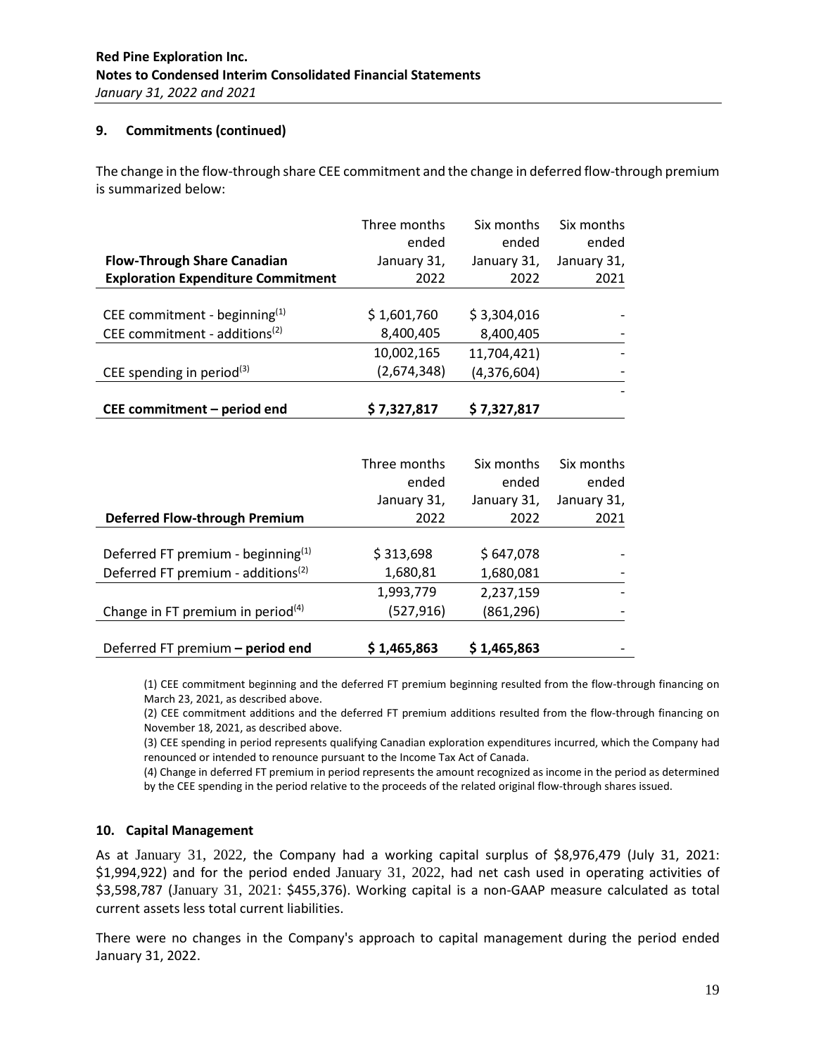## 9. Commitments (continued)

The change in the flow-through share CEE commitment and the change in deferred flow-through premium is summarized below:

| **Flow-Through Share Canadian Exploration Expenditure Commitment** | Three months ended January 31, 2022 | Six months ended January 31, 2022 | Six months ended January 31, 2021 |
|---|---|---|---|
| CEE commitment - beginning[1] | $ 1,601,760 | $ 3,304,016 | - |
| CEE commitment - additions[2] | 8,400,405 | 8,400,405 | - |
| | 10,002,165 | 11,704,421) | - |
| CEE spending in period[3] | (2,674,348) | (4,376,604) | - |
| | | | - |
| **CEE commitment – period end** | **$ 7,327,817** | **$ 7,327,817** | |

| **Deferred Flow-through Premium** | Three months ended January 31, 2022 | Six months ended January 31, 2022 | Six months ended January 31, 2021 |
|---|---|---|---|
| Deferred FT premium - beginning[1] | $ 313,698 | $ 647,078 | - |
| Deferred FT premium - additions[2] | 1,680,81 | 1,680,081 | - |
| | 1,993,779 | 2,237,159 | - |
| Change in FT premium in period[4] | (527,916) | (861,296) | - |
| Deferred FT premium **– period end** | **$ 1,465,863** | **$ 1,465,863** | - |

(1) CEE commitment beginning and the deferred FT premium beginning resulted from the flow-through financing on March 23, 2021, as described above.
(2) CEE commitment additions and the deferred FT premium additions resulted from the flow-through financing on November 18, 2021, as described above.
(3) CEE spending in period represents qualifying Canadian exploration expenditures incurred, which the Company had renounced or intended to renounce pursuant to the Income Tax Act of Canada.
(4) Change in deferred FT premium in period represents the amount recognized as income in the period as determined by the CEE spending in the period relative to the proceeds of the related original flow-through shares issued.

## 10. Capital Management

As at January 31, 2022, the Company had a working capital surplus of $8,976,479 (July 31, 2021: $1,994,922) and for the period ended January 31, 2022, had net cash used in operating activities of $3,598,787 (January 31, 2021: $455,376). Working capital is a non-GAAP measure calculated as total current assets less total current liabilities.

There were no changes in the Company's approach to capital management during the period ended January 31, 2022.